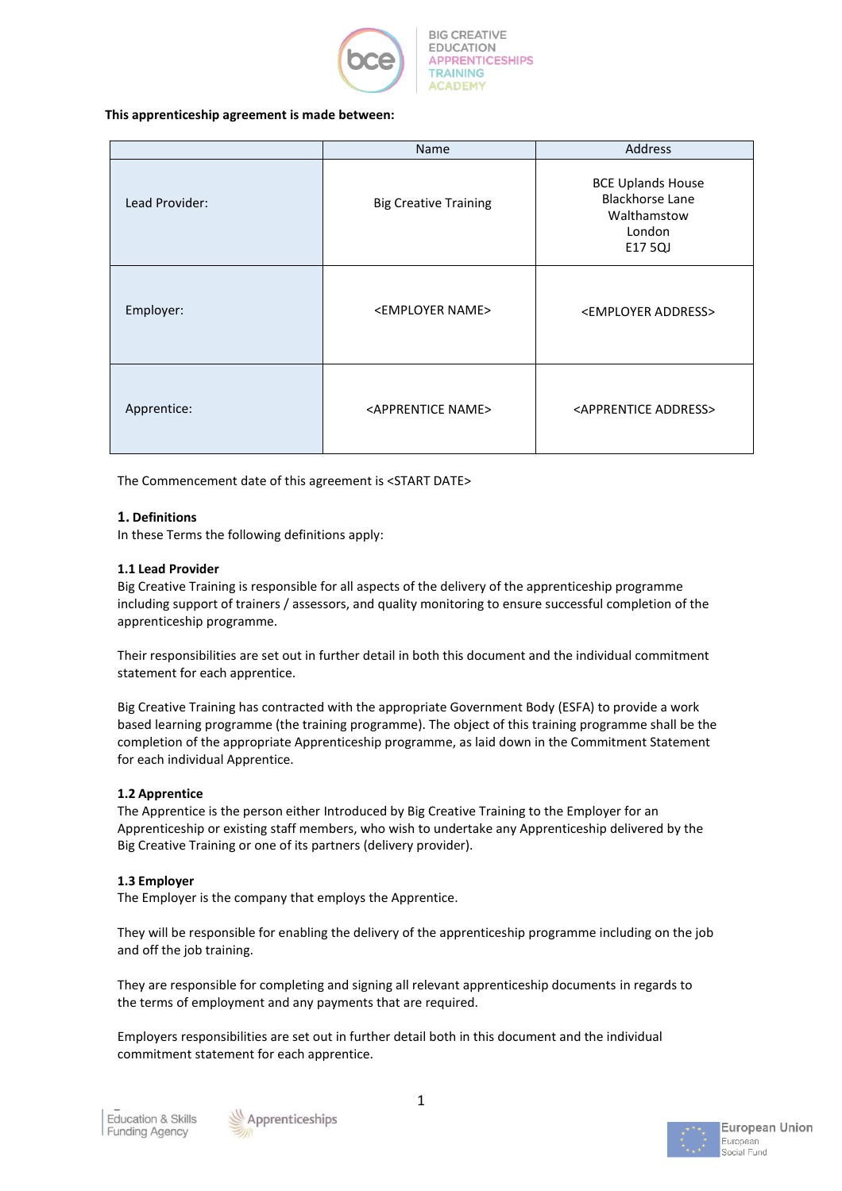**This apprenticeship agreement is made between:**

| | Name | Address |
|---|---|---|
| Lead Provider: | Big Creative Training | BCE Uplands House<br>Blackhorse Lane<br>Walthamstow<br>London<br>E17 5QJ |
| Employer: | <EMPLOYER NAME> | <EMPLOYER ADDRESS> |
| Apprentice: | <APPRENTICE NAME> | <APPRENTICE ADDRESS> |

The Commencement date of this agreement is <START DATE>

**1. Definitions**

In these Terms the following definitions apply:

**1.1 Lead Provider**

Big Creative Training is responsible for all aspects of the delivery of the apprenticeship programme including support of trainers / assessors, and quality monitoring to ensure successful completion of the apprenticeship programme.

Their responsibilities are set out in further detail in both this document and the individual commitment statement for each apprentice.

Big Creative Training has contracted with the appropriate Government Body (ESFA) to provide a work based learning programme (the training programme). The object of this training programme shall be the completion of the appropriate Apprenticeship programme, as laid down in the Commitment Statement for each individual Apprentice.

**1.2 Apprentice**

The Apprentice is the person either Introduced by Big Creative Training to the Employer for an Apprenticeship or existing staff members, who wish to undertake any Apprenticeship delivered by the Big Creative Training or one of its partners (delivery provider).

**1.3 Employer**

The Employer is the company that employs the Apprentice.

They will be responsible for enabling the delivery of the apprenticeship programme including on the job and off the job training.

They are responsible for completing and signing all relevant apprenticeship documents in regards to the terms of employment and any payments that are required.

Employers responsibilities are set out in further detail both in this document and the individual commitment statement for each apprentice.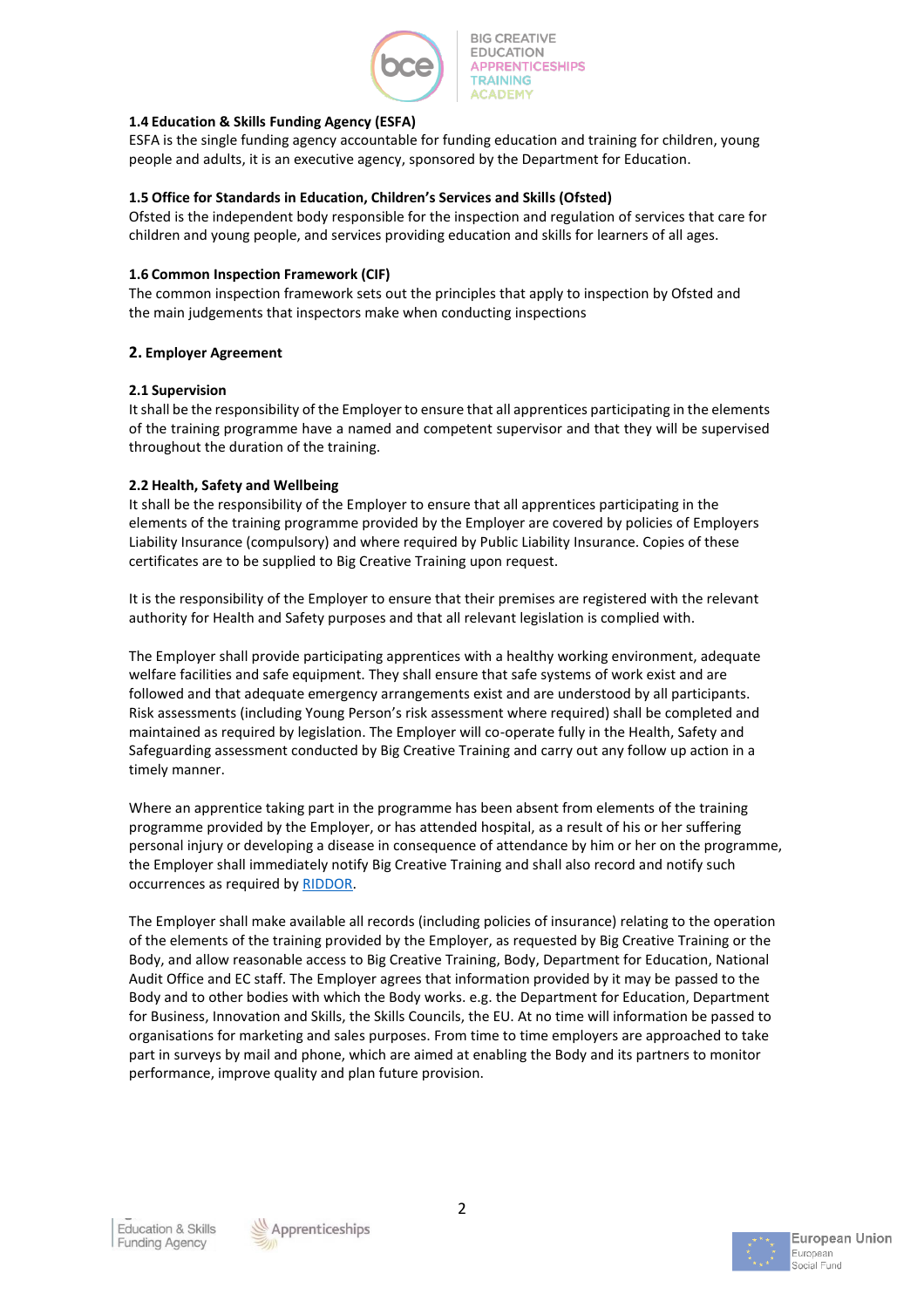### 1.4 Education & Skills Funding Agency (ESFA)

ESFA is the single funding agency accountable for funding education and training for children, young people and adults, it is an executive agency, sponsored by the Department for Education.

### 1.5 Office for Standards in Education, Children's Services and Skills (Ofsted)

Ofsted is the independent body responsible for the inspection and regulation of services that care for children and young people, and services providing education and skills for learners of all ages.

### 1.6 Common Inspection Framework (CIF)

The common inspection framework sets out the principles that apply to inspection by Ofsted and the main judgements that inspectors make when conducting inspections

## 2. Employer Agreement

### 2.1 Supervision

It shall be the responsibility of the Employer to ensure that all apprentices participating in the elements of the training programme have a named and competent supervisor and that they will be supervised throughout the duration of the training.

### 2.2 Health, Safety and Wellbeing

It shall be the responsibility of the Employer to ensure that all apprentices participating in the elements of the training programme provided by the Employer are covered by policies of Employers Liability Insurance (compulsory) and where required by Public Liability Insurance. Copies of these certificates are to be supplied to Big Creative Training upon request.

It is the responsibility of the Employer to ensure that their premises are registered with the relevant authority for Health and Safety purposes and that all relevant legislation is complied with.

The Employer shall provide participating apprentices with a healthy working environment, adequate welfare facilities and safe equipment. They shall ensure that safe systems of work exist and are followed and that adequate emergency arrangements exist and are understood by all participants. Risk assessments (including Young Person's risk assessment where required) shall be completed and maintained as required by legislation. The Employer will co-operate fully in the Health, Safety and Safeguarding assessment conducted by Big Creative Training and carry out any follow up action in a timely manner.

Where an apprentice taking part in the programme has been absent from elements of the training programme provided by the Employer, or has attended hospital, as a result of his or her suffering personal injury or developing a disease in consequence of attendance by him or her on the programme, the Employer shall immediately notify Big Creative Training and shall also record and notify such occurrences as required by RIDDOR.

The Employer shall make available all records (including policies of insurance) relating to the operation of the elements of the training provided by the Employer, as requested by Big Creative Training or the Body, and allow reasonable access to Big Creative Training, Body, Department for Education, National Audit Office and EC staff. The Employer agrees that information provided by it may be passed to the Body and to other bodies with which the Body works. e.g. the Department for Education, Department for Business, Innovation and Skills, the Skills Councils, the EU. At no time will information be passed to organisations for marketing and sales purposes. From time to time employers are approached to take part in surveys by mail and phone, which are aimed at enabling the Body and its partners to monitor performance, improve quality and plan future provision.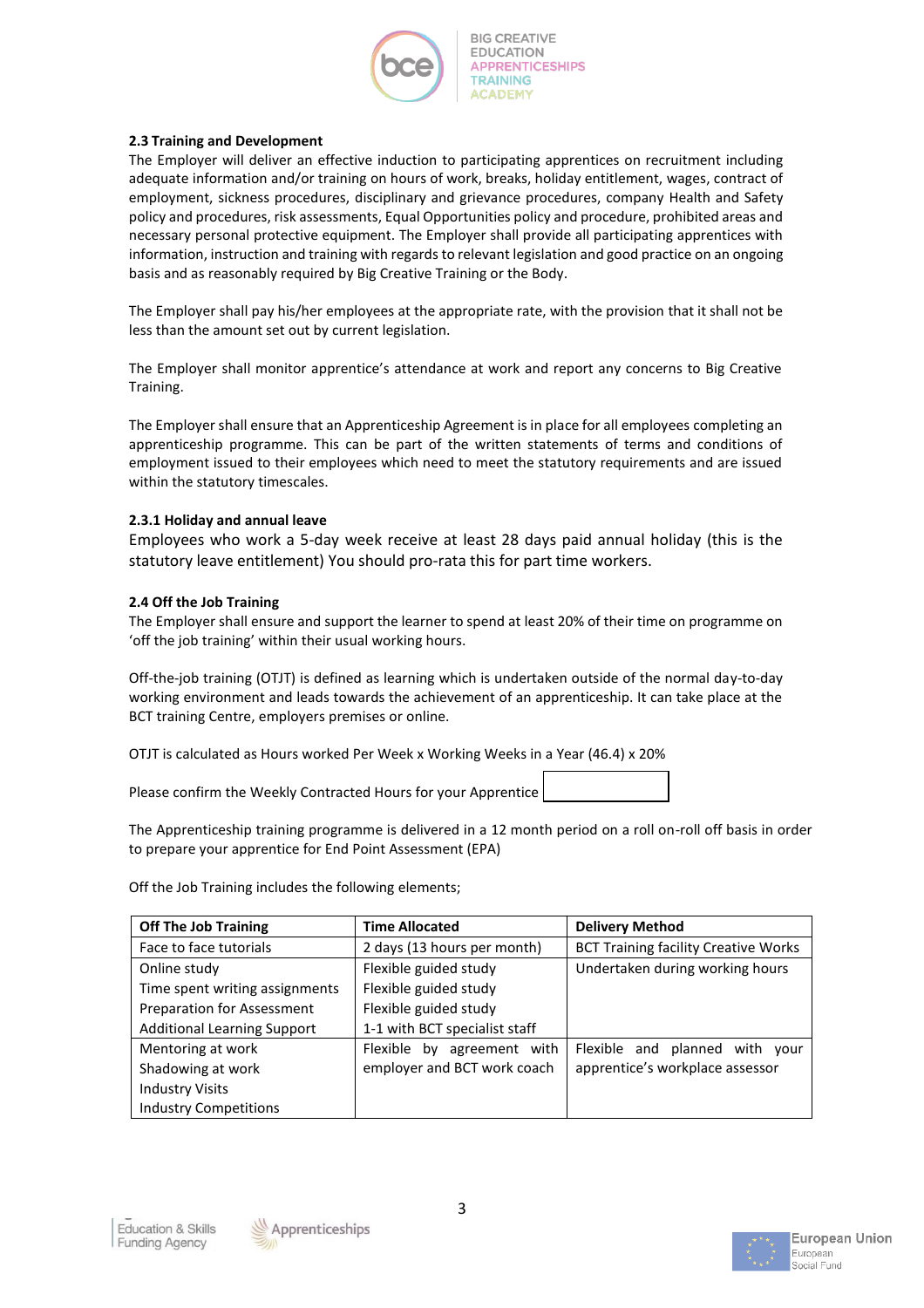### 2.3 Training and Development

The Employer will deliver an effective induction to participating apprentices on recruitment including adequate information and/or training on hours of work, breaks, holiday entitlement, wages, contract of employment, sickness procedures, disciplinary and grievance procedures, company Health and Safety policy and procedures, risk assessments, Equal Opportunities policy and procedure, prohibited areas and necessary personal protective equipment. The Employer shall provide all participating apprentices with information, instruction and training with regards to relevant legislation and good practice on an ongoing basis and as reasonably required by Big Creative Training or the Body.

The Employer shall pay his/her employees at the appropriate rate, with the provision that it shall not be less than the amount set out by current legislation.

The Employer shall monitor apprentice's attendance at work and report any concerns to Big Creative Training.

The Employer shall ensure that an Apprenticeship Agreement is in place for all employees completing an apprenticeship programme. This can be part of the written statements of terms and conditions of employment issued to their employees which need to meet the statutory requirements and are issued within the statutory timescales.

#### 2.3.1 Holiday and annual leave

Employees who work a 5-day week receive at least 28 days paid annual holiday (this is the statutory leave entitlement) You should pro-rata this for part time workers.

### 2.4 Off the Job Training

The Employer shall ensure and support the learner to spend at least 20% of their time on programme on 'off the job training' within their usual working hours.

Off-the-job training (OTJT) is defined as learning which is undertaken outside of the normal day-to-day working environment and leads towards the achievement of an apprenticeship. It can take place at the BCT training Centre, employers premises or online.

OTJT is calculated as Hours worked Per Week x Working Weeks in a Year (46.4) x 20%

Please confirm the Weekly Contracted Hours for your Apprentice ____________

The Apprenticeship training programme is delivered in a 12 month period on a roll on-roll off basis in order to prepare your apprentice for End Point Assessment (EPA)

Off the Job Training includes the following elements;

| Off The Job Training | Time Allocated | Delivery Method |
|---|---|---|
| Face to face tutorials | 2 days (13 hours per month) | BCT Training facility Creative Works |
| Online study<br>Time spent writing assignments<br>Preparation for Assessment<br>Additional Learning Support | Flexible guided study<br>Flexible guided study<br>Flexible guided study<br>1-1 with BCT specialist staff | Undertaken during working hours |
| Mentoring at work<br>Shadowing at work<br>Industry Visits<br>Industry Competitions | Flexible by agreement with employer and BCT work coach | Flexible and planned with your apprentice's workplace assessor |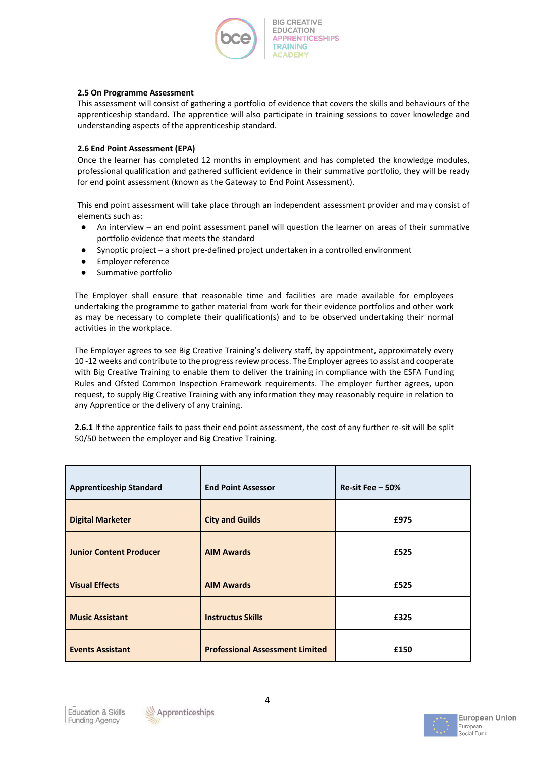**2.5 On Programme Assessment**

This assessment will consist of gathering a portfolio of evidence that covers the skills and behaviours of the apprenticeship standard. The apprentice will also participate in training sessions to cover knowledge and understanding aspects of the apprenticeship standard.

**2.6 End Point Assessment (EPA)**

Once the learner has completed 12 months in employment and has completed the knowledge modules, professional qualification and gathered sufficient evidence in their summative portfolio, they will be ready for end point assessment (known as the Gateway to End Point Assessment).

This end point assessment will take place through an independent assessment provider and may consist of elements such as:

- An interview – an end point assessment panel will question the learner on areas of their summative portfolio evidence that meets the standard
- Synoptic project – a short pre-defined project undertaken in a controlled environment
- Employer reference
- Summative portfolio

The Employer shall ensure that reasonable time and facilities are made available for employees undertaking the programme to gather material from work for their evidence portfolios and other work as may be necessary to complete their qualification(s) and to be observed undertaking their normal activities in the workplace.

The Employer agrees to see Big Creative Training's delivery staff, by appointment, approximately every 10 -12 weeks and contribute to the progress review process. The Employer agrees to assist and cooperate with Big Creative Training to enable them to deliver the training in compliance with the ESFA Funding Rules and Ofsted Common Inspection Framework requirements. The employer further agrees, upon request, to supply Big Creative Training with any information they may reasonably require in relation to any Apprentice or the delivery of any training.

**2.6.1** If the apprentice fails to pass their end point assessment, the cost of any further re-sit will be split 50/50 between the employer and Big Creative Training.

| Apprenticeship Standard | End Point Assessor | Re-sit Fee – 50% |
|---|---|---|
| **Digital Marketer** | **City and Guilds** | **£975** |
| **Junior Content Producer** | **AIM Awards** | **£525** |
| **Visual Effects** | **AIM Awards** | **£525** |
| **Music Assistant** | **Instructus Skills** | **£325** |
| **Events Assistant** | **Professional Assessment Limited** | **£150** |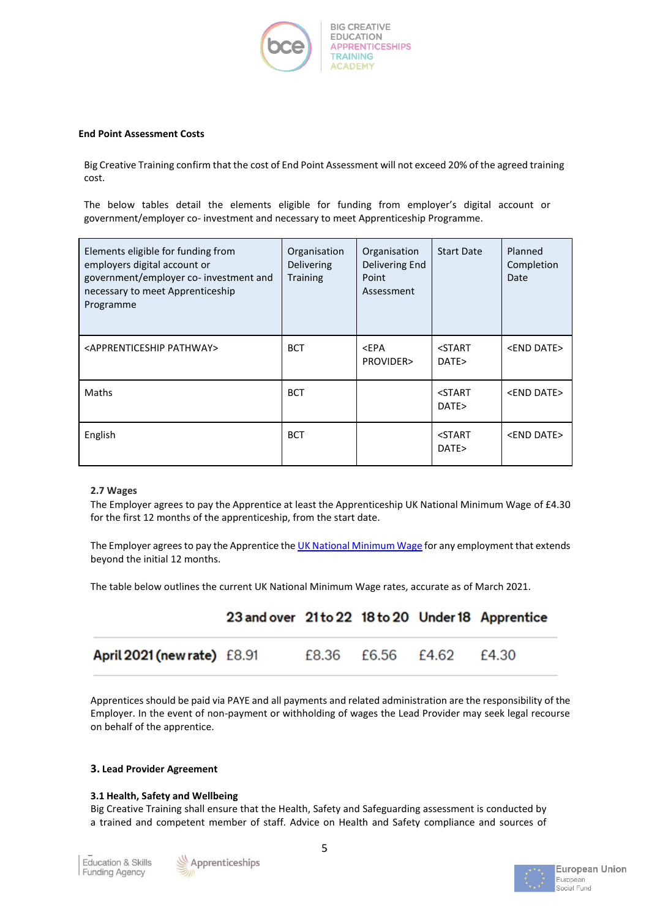**End Point Assessment Costs**

Big Creative Training confirm that the cost of End Point Assessment will not exceed 20% of the agreed training cost.

The below tables detail the elements eligible for funding from employer's digital account or government/employer co- investment and necessary to meet Apprenticeship Programme.

| Elements eligible for funding from employers digital account or government/employer co- investment and necessary to meet Apprenticeship Programme | Organisation Delivering Training | Organisation Delivering End Point Assessment | Start Date | Planned Completion Date |
|---|---|---|---|---|
| <APPRENTICESHIP PATHWAY> | BCT | <EPA PROVIDER> | <START DATE> | <END DATE> |
| Maths | BCT | | <START DATE> | <END DATE> |
| English | BCT | | <START DATE> | <END DATE> |

**2.7 Wages**

The Employer agrees to pay the Apprentice at least the Apprenticeship UK National Minimum Wage of £4.30 for the first 12 months of the apprenticeship, from the start date.

The Employer agrees to pay the Apprentice the UK National Minimum Wage for any employment that extends beyond the initial 12 months.

The table below outlines the current UK National Minimum Wage rates, accurate as of March 2021.

| | 23 and over | 21 to 22 | 18 to 20 | Under 18 | Apprentice |
|---|---|---|---|---|---|
| **April 2021 (new rate)** | £8.91 | £8.36 | £6.56 | £4.62 | £4.30 |

Apprentices should be paid via PAYE and all payments and related administration are the responsibility of the Employer. In the event of non-payment or withholding of wages the Lead Provider may seek legal recourse on behalf of the apprentice.

## 3. Lead Provider Agreement

**3.1 Health, Safety and Wellbeing**

Big Creative Training shall ensure that the Health, Safety and Safeguarding assessment is conducted by a trained and competent member of staff. Advice on Health and Safety compliance and sources of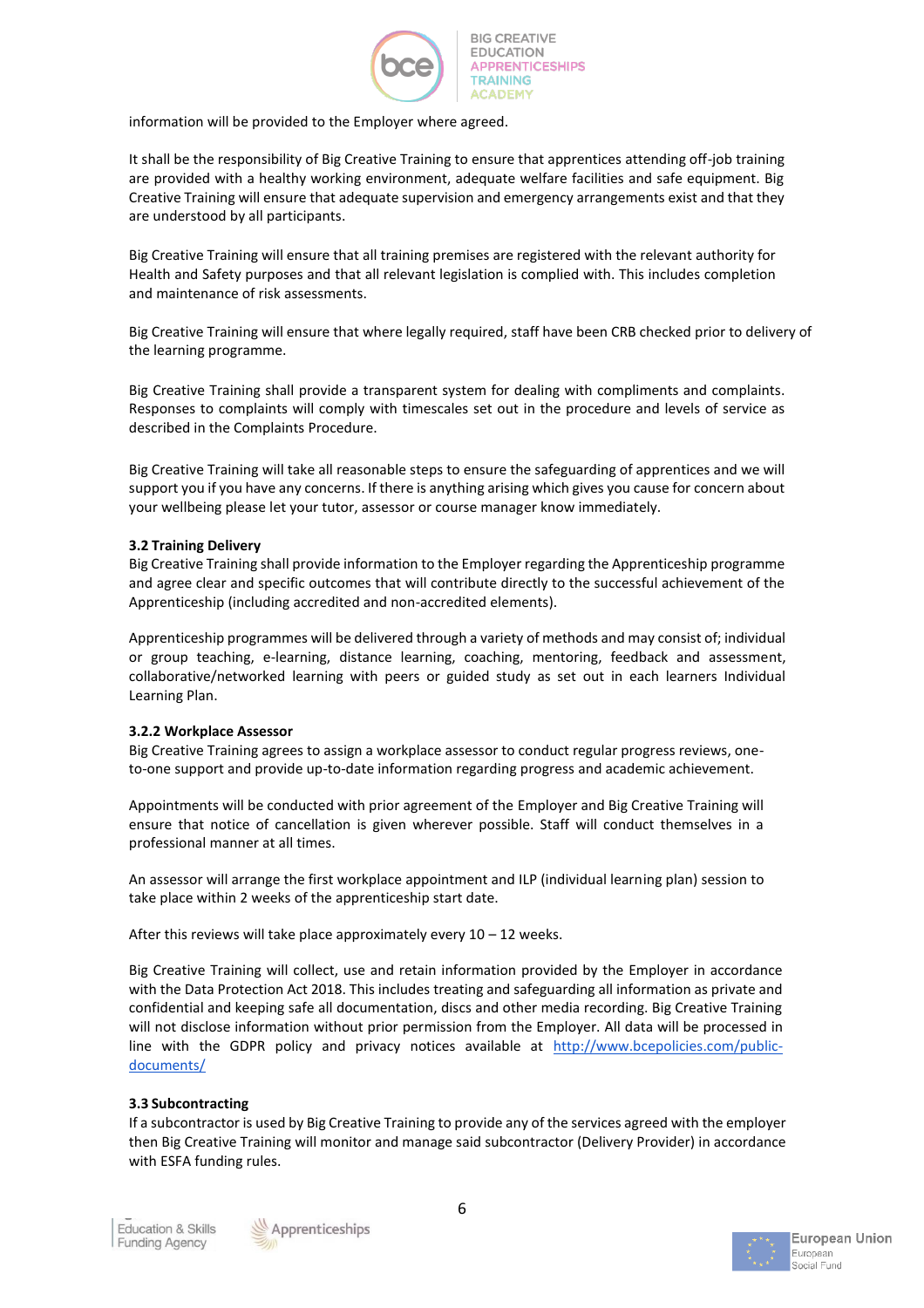information will be provided to the Employer where agreed.

It shall be the responsibility of Big Creative Training to ensure that apprentices attending off-job training are provided with a healthy working environment, adequate welfare facilities and safe equipment. Big Creative Training will ensure that adequate supervision and emergency arrangements exist and that they are understood by all participants.

Big Creative Training will ensure that all training premises are registered with the relevant authority for Health and Safety purposes and that all relevant legislation is complied with. This includes completion and maintenance of risk assessments.

Big Creative Training will ensure that where legally required, staff have been CRB checked prior to delivery of the learning programme.

Big Creative Training shall provide a transparent system for dealing with compliments and complaints. Responses to complaints will comply with timescales set out in the procedure and levels of service as described in the Complaints Procedure.

Big Creative Training will take all reasonable steps to ensure the safeguarding of apprentices and we will support you if you have any concerns. If there is anything arising which gives you cause for concern about your wellbeing please let your tutor, assessor or course manager know immediately.

**3.2 Training Delivery**

Big Creative Training shall provide information to the Employer regarding the Apprenticeship programme and agree clear and specific outcomes that will contribute directly to the successful achievement of the Apprenticeship (including accredited and non-accredited elements).

Apprenticeship programmes will be delivered through a variety of methods and may consist of; individual or group teaching, e-learning, distance learning, coaching, mentoring, feedback and assessment, collaborative/networked learning with peers or guided study as set out in each learners Individual Learning Plan.

**3.2.2 Workplace Assessor**

Big Creative Training agrees to assign a workplace assessor to conduct regular progress reviews, one-to-one support and provide up-to-date information regarding progress and academic achievement.

Appointments will be conducted with prior agreement of the Employer and Big Creative Training will ensure that notice of cancellation is given wherever possible. Staff will conduct themselves in a professional manner at all times.

An assessor will arrange the first workplace appointment and ILP (individual learning plan) session to take place within 2 weeks of the apprenticeship start date.

After this reviews will take place approximately every 10 – 12 weeks.

Big Creative Training will collect, use and retain information provided by the Employer in accordance with the Data Protection Act 2018. This includes treating and safeguarding all information as private and confidential and keeping safe all documentation, discs and other media recording. Big Creative Training will not disclose information without prior permission from the Employer. All data will be processed in line with the GDPR policy and privacy notices available at [http://www.bcepolicies.com/public-documents/](http://www.bcepolicies.com/public-documents/)

**3.3 Subcontracting**

If a subcontractor is used by Big Creative Training to provide any of the services agreed with the employer then Big Creative Training will monitor and manage said subcontractor (Delivery Provider) in accordance with ESFA funding rules.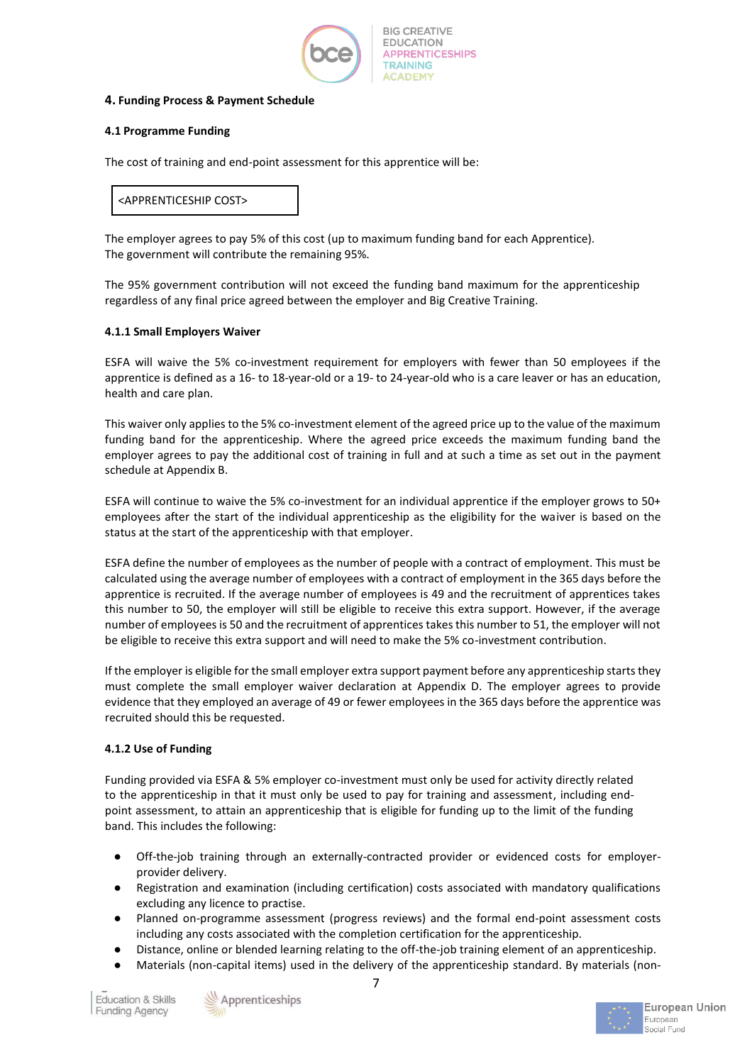## 4. Funding Process & Payment Schedule

### 4.1 Programme Funding

The cost of training and end-point assessment for this apprentice will be:

| <APPRENTICESHIP COST> |
|---|

The employer agrees to pay 5% of this cost (up to maximum funding band for each Apprentice).
The government will contribute the remaining 95%.

The 95% government contribution will not exceed the funding band maximum for the apprenticeship regardless of any final price agreed between the employer and Big Creative Training.

#### 4.1.1 Small Employers Waiver

ESFA will waive the 5% co-investment requirement for employers with fewer than 50 employees if the apprentice is defined as a 16- to 18-year-old or a 19- to 24-year-old who is a care leaver or has an education, health and care plan.

This waiver only applies to the 5% co-investment element of the agreed price up to the value of the maximum funding band for the apprenticeship. Where the agreed price exceeds the maximum funding band the employer agrees to pay the additional cost of training in full and at such a time as set out in the payment schedule at Appendix B.

ESFA will continue to waive the 5% co-investment for an individual apprentice if the employer grows to 50+ employees after the start of the individual apprenticeship as the eligibility for the waiver is based on the status at the start of the apprenticeship with that employer.

ESFA define the number of employees as the number of people with a contract of employment. This must be calculated using the average number of employees with a contract of employment in the 365 days before the apprentice is recruited. If the average number of employees is 49 and the recruitment of apprentices takes this number to 50, the employer will still be eligible to receive this extra support. However, if the average number of employees is 50 and the recruitment of apprentices takes this number to 51, the employer will not be eligible to receive this extra support and will need to make the 5% co-investment contribution.

If the employer is eligible for the small employer extra support payment before any apprenticeship starts they must complete the small employer waiver declaration at Appendix D. The employer agrees to provide evidence that they employed an average of 49 or fewer employees in the 365 days before the apprentice was recruited should this be requested.

#### 4.1.2 Use of Funding

Funding provided via ESFA & 5% employer co-investment must only be used for activity directly related to the apprenticeship in that it must only be used to pay for training and assessment, including end-point assessment, to attain an apprenticeship that is eligible for funding up to the limit of the funding band. This includes the following:

- Off-the-job training through an externally-contracted provider or evidenced costs for employer-provider delivery.
- Registration and examination (including certification) costs associated with mandatory qualifications excluding any licence to practise.
- Planned on-programme assessment (progress reviews) and the formal end-point assessment costs including any costs associated with the completion certification for the apprenticeship.
- Distance, online or blended learning relating to the off-the-job training element of an apprenticeship.
- Materials (non-capital items) used in the delivery of the apprenticeship standard. By materials (non-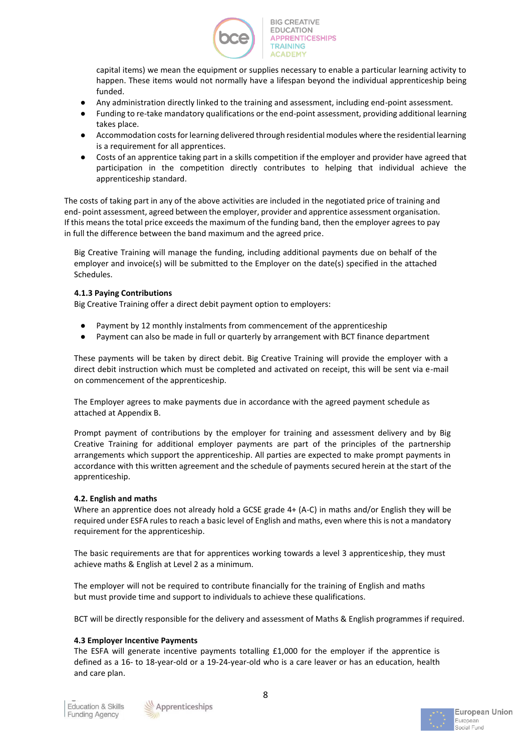capital items) we mean the equipment or supplies necessary to enable a particular learning activity to happen. These items would not normally have a lifespan beyond the individual apprenticeship being funded.

- Any administration directly linked to the training and assessment, including end-point assessment.
- Funding to re-take mandatory qualifications or the end-point assessment, providing additional learning takes place.
- Accommodation costs for learning delivered through residential modules where the residential learning is a requirement for all apprentices.
- Costs of an apprentice taking part in a skills competition if the employer and provider have agreed that participation in the competition directly contributes to helping that individual achieve the apprenticeship standard.

The costs of taking part in any of the above activities are included in the negotiated price of training and end- point assessment, agreed between the employer, provider and apprentice assessment organisation. If this means the total price exceeds the maximum of the funding band, then the employer agrees to pay in full the difference between the band maximum and the agreed price.

Big Creative Training will manage the funding, including additional payments due on behalf of the employer and invoice(s) will be submitted to the Employer on the date(s) specified in the attached Schedules.

#### 4.1.3 Paying Contributions

Big Creative Training offer a direct debit payment option to employers:

- Payment by 12 monthly instalments from commencement of the apprenticeship
- Payment can also be made in full or quarterly by arrangement with BCT finance department

These payments will be taken by direct debit. Big Creative Training will provide the employer with a direct debit instruction which must be completed and activated on receipt, this will be sent via e-mail on commencement of the apprenticeship.

The Employer agrees to make payments due in accordance with the agreed payment schedule as attached at Appendix B.

Prompt payment of contributions by the employer for training and assessment delivery and by Big Creative Training for additional employer payments are part of the principles of the partnership arrangements which support the apprenticeship. All parties are expected to make prompt payments in accordance with this written agreement and the schedule of payments secured herein at the start of the apprenticeship.

#### 4.2. English and maths

Where an apprentice does not already hold a GCSE grade 4+ (A-C) in maths and/or English they will be required under ESFA rules to reach a basic level of English and maths, even where this is not a mandatory requirement for the apprenticeship.

The basic requirements are that for apprentices working towards a level 3 apprenticeship, they must achieve maths & English at Level 2 as a minimum.

The employer will not be required to contribute financially for the training of English and maths but must provide time and support to individuals to achieve these qualifications.

BCT will be directly responsible for the delivery and assessment of Maths & English programmes if required.

#### 4.3 Employer Incentive Payments

The ESFA will generate incentive payments totalling £1,000 for the employer if the apprentice is defined as a 16- to 18-year-old or a 19-24-year-old who is a care leaver or has an education, health and care plan.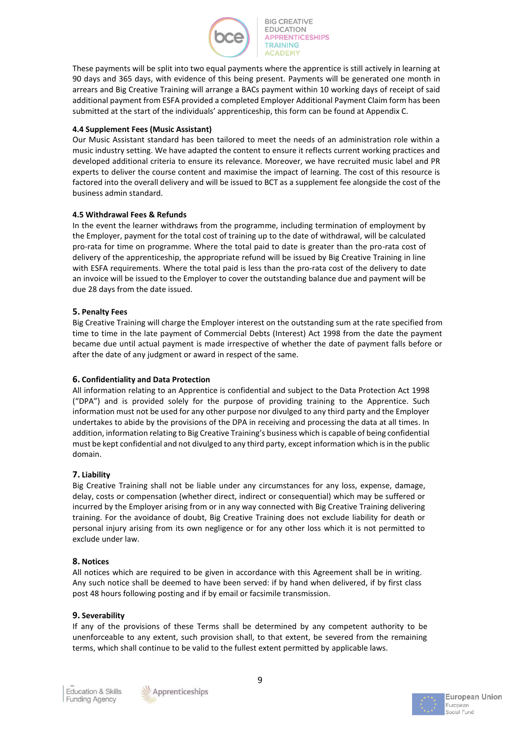These payments will be split into two equal payments where the apprentice is still actively in learning at 90 days and 365 days, with evidence of this being present. Payments will be generated one month in arrears and Big Creative Training will arrange a BACs payment within 10 working days of receipt of said additional payment from ESFA provided a completed Employer Additional Payment Claim form has been submitted at the start of the individuals' apprenticeship, this form can be found at Appendix C.

**4.4 Supplement Fees (Music Assistant)**

Our Music Assistant standard has been tailored to meet the needs of an administration role within a music industry setting. We have adapted the content to ensure it reflects current working practices and developed additional criteria to ensure its relevance. Moreover, we have recruited music label and PR experts to deliver the course content and maximise the impact of learning. The cost of this resource is factored into the overall delivery and will be issued to BCT as a supplement fee alongside the cost of the business admin standard.

**4.5 Withdrawal Fees & Refunds**

In the event the learner withdraws from the programme, including termination of employment by the Employer, payment for the total cost of training up to the date of withdrawal, will be calculated pro-rata for time on programme. Where the total paid to date is greater than the pro-rata cost of delivery of the apprenticeship, the appropriate refund will be issued by Big Creative Training in line with ESFA requirements. Where the total paid is less than the pro-rata cost of the delivery to date an invoice will be issued to the Employer to cover the outstanding balance due and payment will be due 28 days from the date issued.

## 5. Penalty Fees

Big Creative Training will charge the Employer interest on the outstanding sum at the rate specified from time to time in the late payment of Commercial Debts (Interest) Act 1998 from the date the payment became due until actual payment is made irrespective of whether the date of payment falls before or after the date of any judgment or award in respect of the same.

## 6. Confidentiality and Data Protection

All information relating to an Apprentice is confidential and subject to the Data Protection Act 1998 ("DPA") and is provided solely for the purpose of providing training to the Apprentice. Such information must not be used for any other purpose nor divulged to any third party and the Employer undertakes to abide by the provisions of the DPA in receiving and processing the data at all times. In addition, information relating to Big Creative Training's business which is capable of being confidential must be kept confidential and not divulged to any third party, except information which is in the public domain.

## 7. Liability

Big Creative Training shall not be liable under any circumstances for any loss, expense, damage, delay, costs or compensation (whether direct, indirect or consequential) which may be suffered or incurred by the Employer arising from or in any way connected with Big Creative Training delivering training. For the avoidance of doubt, Big Creative Training does not exclude liability for death or personal injury arising from its own negligence or for any other loss which it is not permitted to exclude under law.

## 8. Notices

All notices which are required to be given in accordance with this Agreement shall be in writing. Any such notice shall be deemed to have been served: if by hand when delivered, if by first class post 48 hours following posting and if by email or facsimile transmission.

## 9. Severability

If any of the provisions of these Terms shall be determined by any competent authority to be unenforceable to any extent, such provision shall, to that extent, be severed from the remaining terms, which shall continue to be valid to the fullest extent permitted by applicable laws.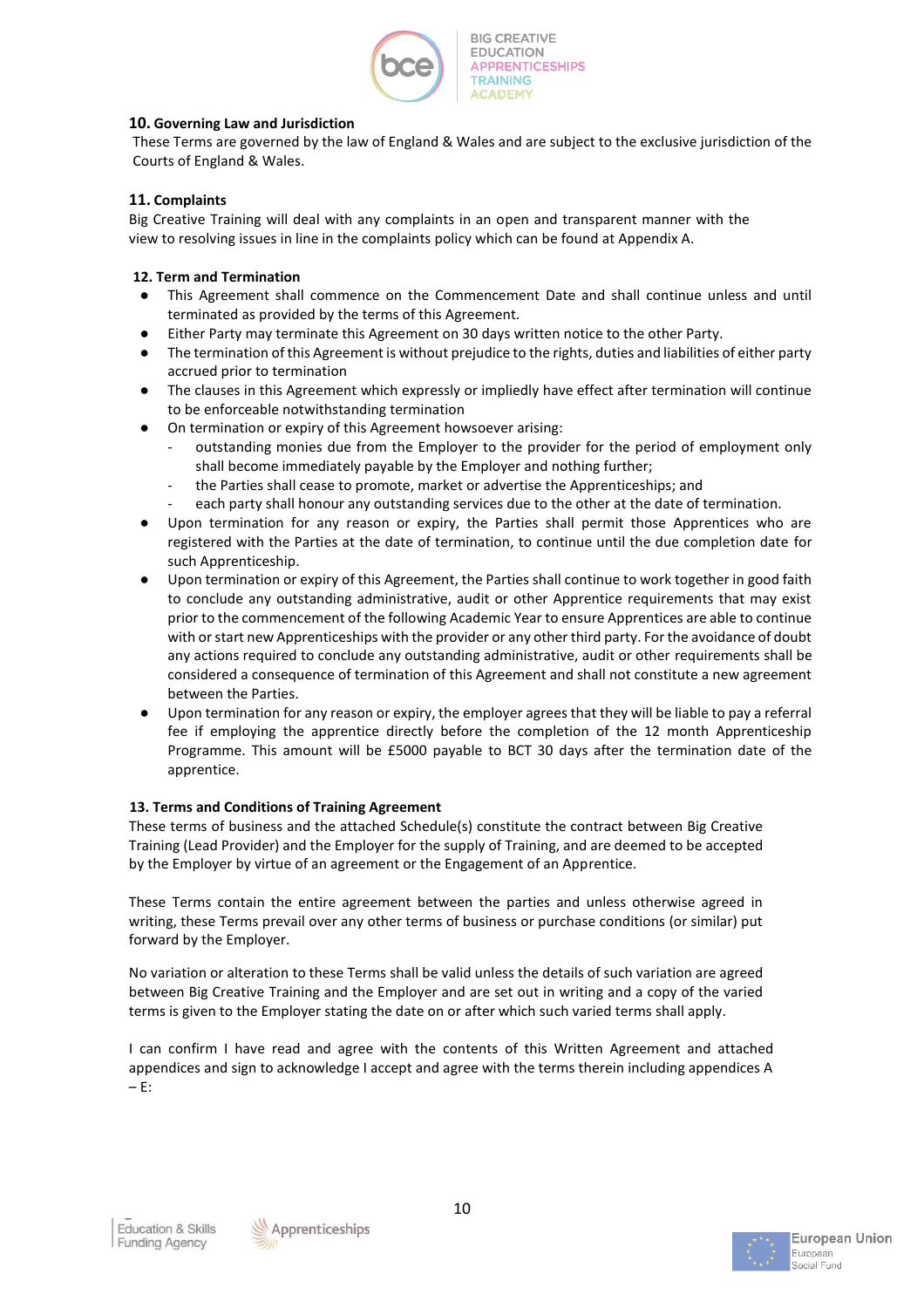## 10. Governing Law and Jurisdiction

These Terms are governed by the law of England & Wales and are subject to the exclusive jurisdiction of the Courts of England & Wales.

## 11. Complaints

Big Creative Training will deal with any complaints in an open and transparent manner with the view to resolving issues in line in the complaints policy which can be found at Appendix A.

## 12. Term and Termination

- This Agreement shall commence on the Commencement Date and shall continue unless and until terminated as provided by the terms of this Agreement.
- Either Party may terminate this Agreement on 30 days written notice to the other Party.
- The termination of this Agreement is without prejudice to the rights, duties and liabilities of either party accrued prior to termination
- The clauses in this Agreement which expressly or impliedly have effect after termination will continue to be enforceable notwithstanding termination
- On termination or expiry of this Agreement howsoever arising:
  - outstanding monies due from the Employer to the provider for the period of employment only shall become immediately payable by the Employer and nothing further;
  - the Parties shall cease to promote, market or advertise the Apprenticeships; and
  - each party shall honour any outstanding services due to the other at the date of termination.
- Upon termination for any reason or expiry, the Parties shall permit those Apprentices who are registered with the Parties at the date of termination, to continue until the due completion date for such Apprenticeship.
- Upon termination or expiry of this Agreement, the Parties shall continue to work together in good faith to conclude any outstanding administrative, audit or other Apprentice requirements that may exist prior to the commencement of the following Academic Year to ensure Apprentices are able to continue with or start new Apprenticeships with the provider or any other third party. For the avoidance of doubt any actions required to conclude any outstanding administrative, audit or other requirements shall be considered a consequence of termination of this Agreement and shall not constitute a new agreement between the Parties.
- Upon termination for any reason or expiry, the employer agrees that they will be liable to pay a referral fee if employing the apprentice directly before the completion of the 12 month Apprenticeship Programme. This amount will be £5000 payable to BCT 30 days after the termination date of the apprentice.

## 13. Terms and Conditions of Training Agreement

These terms of business and the attached Schedule(s) constitute the contract between Big Creative Training (Lead Provider) and the Employer for the supply of Training, and are deemed to be accepted by the Employer by virtue of an agreement or the Engagement of an Apprentice.

These Terms contain the entire agreement between the parties and unless otherwise agreed in writing, these Terms prevail over any other terms of business or purchase conditions (or similar) put forward by the Employer.

No variation or alteration to these Terms shall be valid unless the details of such variation are agreed between Big Creative Training and the Employer and are set out in writing and a copy of the varied terms is given to the Employer stating the date on or after which such varied terms shall apply.

I can confirm I have read and agree with the contents of this Written Agreement and attached appendices and sign to acknowledge I accept and agree with the terms therein including appendices A – E: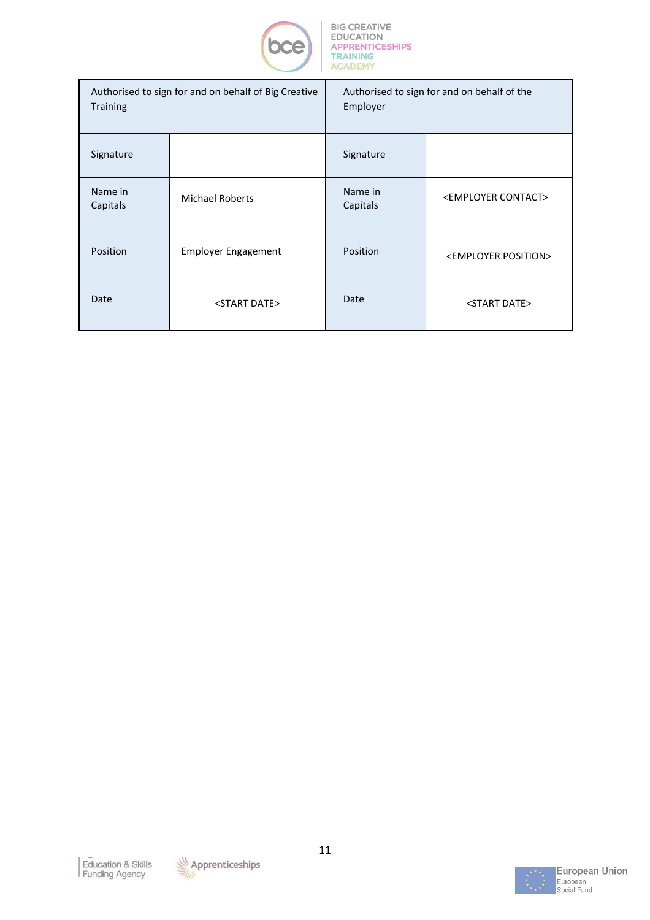| Authorised to sign for and on behalf of Big Creative Training | | Authorised to sign for and on behalf of the Employer | |
|---|---|---|---|
| Signature | | Signature | |
| Name in Capitals | Michael Roberts | Name in Capitals | <EMPLOYER CONTACT> |
| Position | Employer Engagement | Position | <EMPLOYER POSITION> |
| Date | <START DATE> | Date | <START DATE> |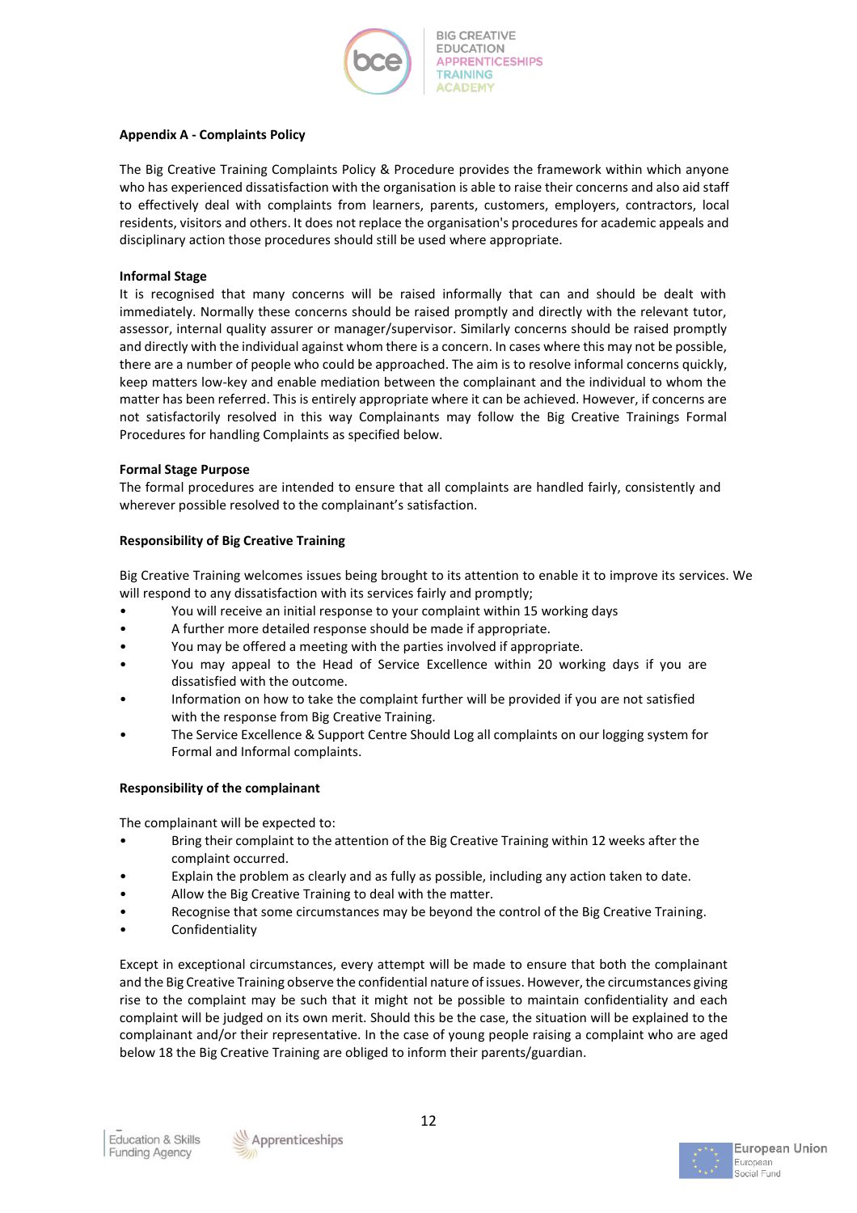**Appendix A - Complaints Policy**

The Big Creative Training Complaints Policy & Procedure provides the framework within which anyone who has experienced dissatisfaction with the organisation is able to raise their concerns and also aid staff to effectively deal with complaints from learners, parents, customers, employers, contractors, local residents, visitors and others. It does not replace the organisation's procedures for academic appeals and disciplinary action those procedures should still be used where appropriate.

**Informal Stage**

It is recognised that many concerns will be raised informally that can and should be dealt with immediately. Normally these concerns should be raised promptly and directly with the relevant tutor, assessor, internal quality assurer or manager/supervisor. Similarly concerns should be raised promptly and directly with the individual against whom there is a concern. In cases where this may not be possible, there are a number of people who could be approached. The aim is to resolve informal concerns quickly, keep matters low-key and enable mediation between the complainant and the individual to whom the matter has been referred. This is entirely appropriate where it can be achieved. However, if concerns are not satisfactorily resolved in this way Complainants may follow the Big Creative Trainings Formal Procedures for handling Complaints as specified below.

**Formal Stage Purpose**

The formal procedures are intended to ensure that all complaints are handled fairly, consistently and wherever possible resolved to the complainant's satisfaction.

**Responsibility of Big Creative Training**

Big Creative Training welcomes issues being brought to its attention to enable it to improve its services. We will respond to any dissatisfaction with its services fairly and promptly;

- You will receive an initial response to your complaint within 15 working days
- A further more detailed response should be made if appropriate.
- You may be offered a meeting with the parties involved if appropriate.
- You may appeal to the Head of Service Excellence within 20 working days if you are dissatisfied with the outcome.
- Information on how to take the complaint further will be provided if you are not satisfied with the response from Big Creative Training.
- The Service Excellence & Support Centre Should Log all complaints on our logging system for Formal and Informal complaints.

**Responsibility of the complainant**

The complainant will be expected to:

- Bring their complaint to the attention of the Big Creative Training within 12 weeks after the complaint occurred.
- Explain the problem as clearly and as fully as possible, including any action taken to date.
- Allow the Big Creative Training to deal with the matter.
- Recognise that some circumstances may be beyond the control of the Big Creative Training.
- Confidentiality

Except in exceptional circumstances, every attempt will be made to ensure that both the complainant and the Big Creative Training observe the confidential nature of issues. However, the circumstances giving rise to the complaint may be such that it might not be possible to maintain confidentiality and each complaint will be judged on its own merit. Should this be the case, the situation will be explained to the complainant and/or their representative. In the case of young people raising a complaint who are aged below 18 the Big Creative Training are obliged to inform their parents/guardian.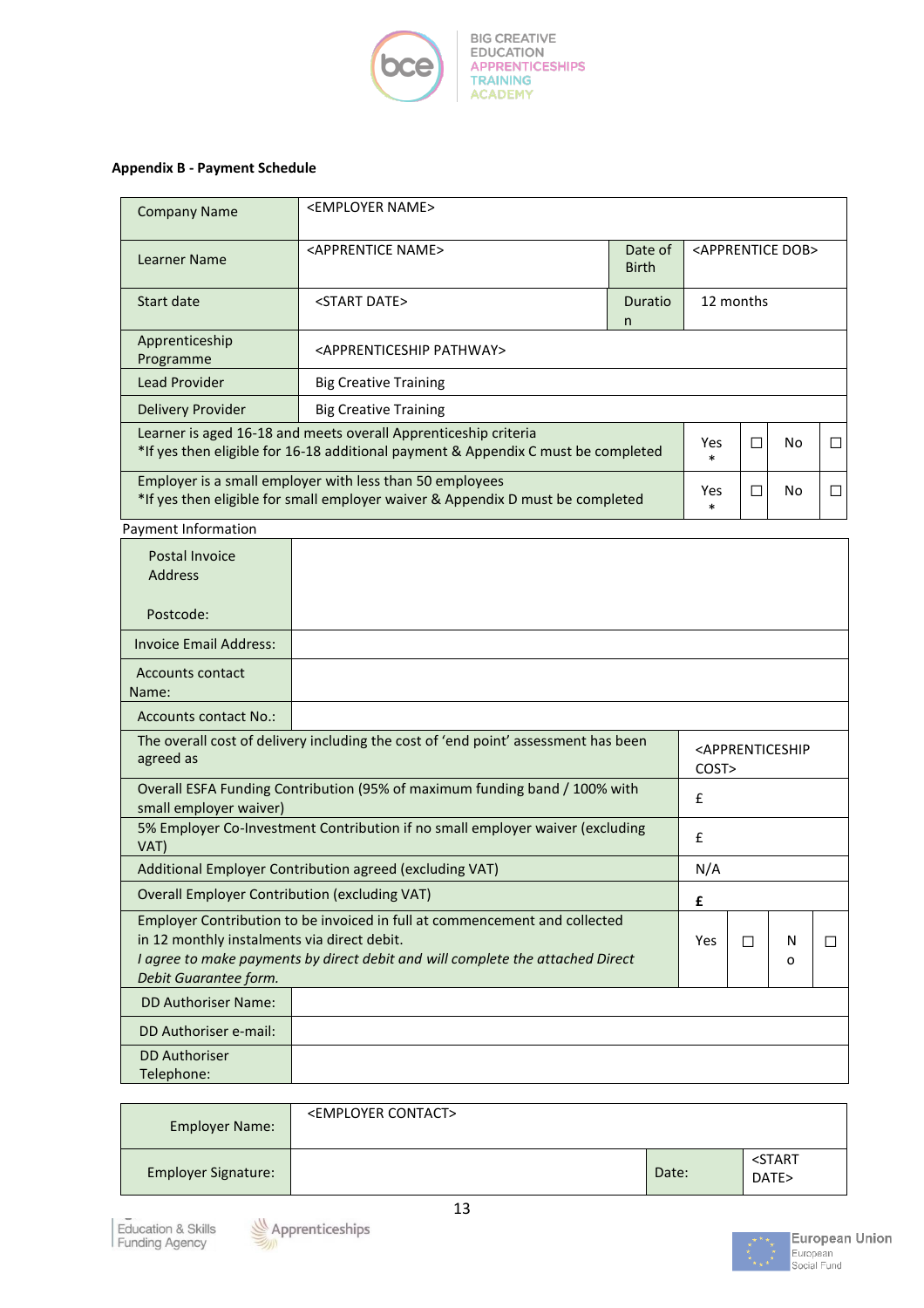**Appendix B - Payment Schedule**

| | | | |
|---|---|---|---|
| Company Name | <EMPLOYER NAME> | | |
| Learner Name | <APPRENTICE NAME> | Date of Birth | <APPRENTICE DOB> |
| Start date | <START DATE> | Duration | 12 months |
| Apprenticeship Programme | <APPRENTICESHIP PATHWAY> | | |
| Lead Provider | Big Creative Training | | |
| Delivery Provider | Big Creative Training | | |

| | | | | |
|---|---|---|---|---|
| Learner is aged 16-18 and meets overall Apprenticeship criteria<br>*If yes then eligible for 16-18 additional payment & Appendix C must be completed | Yes * | ☐ | No | ☐ |
| Employer is a small employer with less than 50 employees<br>*If yes then eligible for small employer waiver & Appendix D must be completed | Yes * | ☐ | No | ☐ |

Payment Information

| | |
|---|---|
| Postal Invoice Address<br><br>Postcode: | |
| Invoice Email Address: | |
| Accounts contact Name: | |
| Accounts contact No.: | |

| | | | | |
|---|---|---|---|---|
| The overall cost of delivery including the cost of 'end point' assessment has been agreed as | <APPRENTICESHIP COST> | | | |
| Overall ESFA Funding Contribution (95% of maximum funding band / 100% with small employer waiver) | £ | | | |
| 5% Employer Co-Investment Contribution if no small employer waiver (excluding VAT) | £ | | | |
| Additional Employer Contribution agreed (excluding VAT) | N/A | | | |
| Overall Employer Contribution (excluding VAT) | **£** | | | |
| Employer Contribution to be invoiced in full at commencement and collected in 12 monthly instalments via direct debit.<br>*I agree to make payments by direct debit and will complete the attached Direct Debit Guarantee form.* | Yes | ☐ | No | ☐ |

| | |
|---|---|
| DD Authoriser Name: | |
| DD Authoriser e-mail: | |
| DD Authoriser Telephone: | |

| | | | |
|---|---|---|---|
| Employer Name: | <EMPLOYER CONTACT> | | |
| Employer Signature: | | Date: | <START DATE> |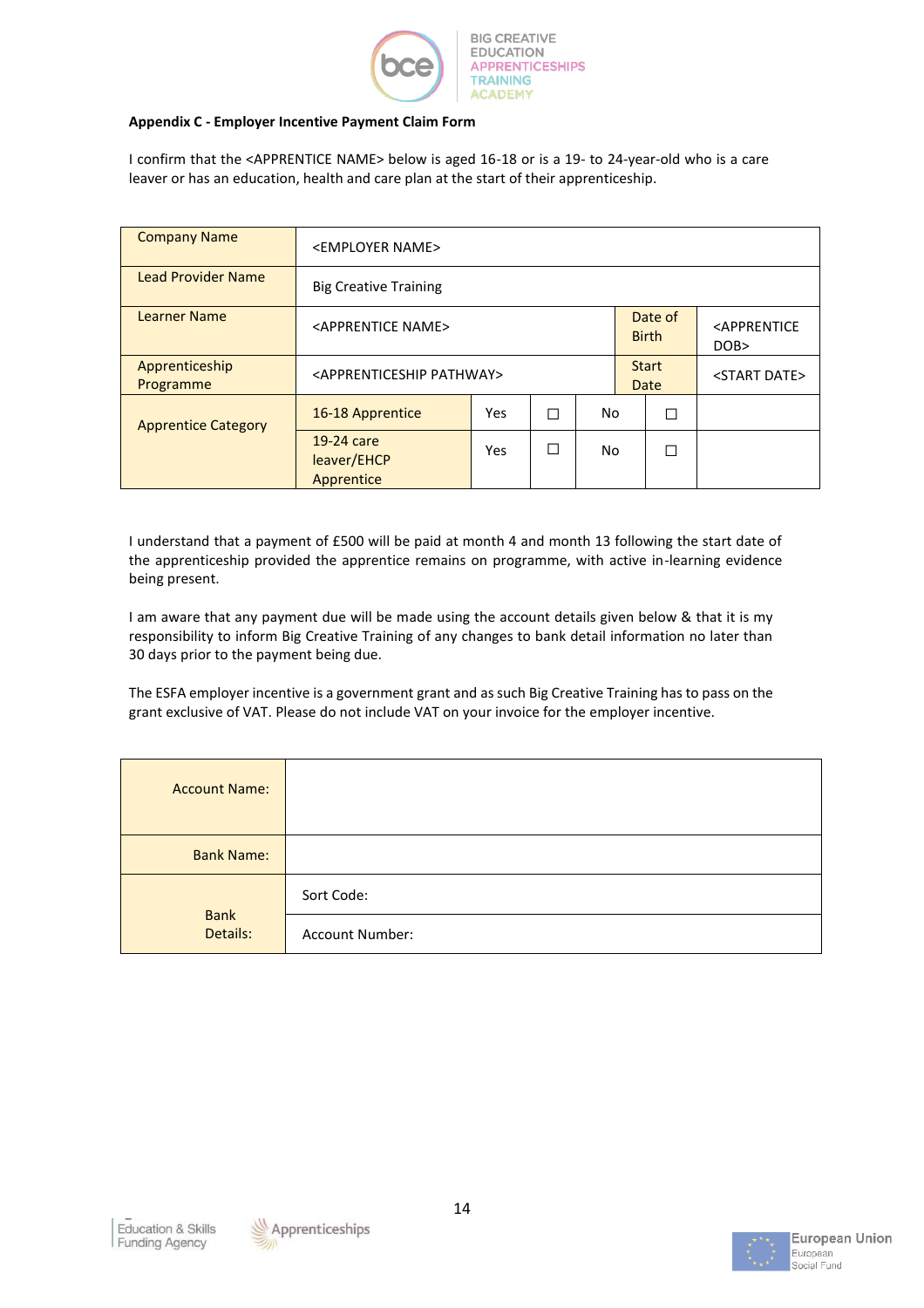**Appendix C - Employer Incentive Payment Claim Form**

I confirm that the <APPRENTICE NAME> below is aged 16-18 or is a 19- to 24-year-old who is a care leaver or has an education, health and care plan at the start of their apprenticeship.

| Company Name | <EMPLOYER NAME> | | | | | |
|---|---|---|---|---|---|---|
| Lead Provider Name | Big Creative Training | | | | | |
| Learner Name | <APPRENTICE NAME> | | | Date of Birth | | <APPRENTICE DOB> |
| Apprenticeship Programme | <APPRENTICESHIP PATHWAY> | | | Start Date | | <START DATE> |
| Apprentice Category | 16-18 Apprentice | Yes | ☐ | No | ☐ | |
| | 19-24 care leaver/EHCP Apprentice | Yes | ☐ | No | ☐ | |

I understand that a payment of £500 will be paid at month 4 and month 13 following the start date of the apprenticeship provided the apprentice remains on programme, with active in-learning evidence being present.

I am aware that any payment due will be made using the account details given below & that it is my responsibility to inform Big Creative Training of any changes to bank detail information no later than 30 days prior to the payment being due.

The ESFA employer incentive is a government grant and as such Big Creative Training has to pass on the grant exclusive of VAT. Please do not include VAT on your invoice for the employer incentive.

| Account Name: | |
|---|---|
| Bank Name: | |
| Bank Details: | Sort Code: |
| | Account Number: |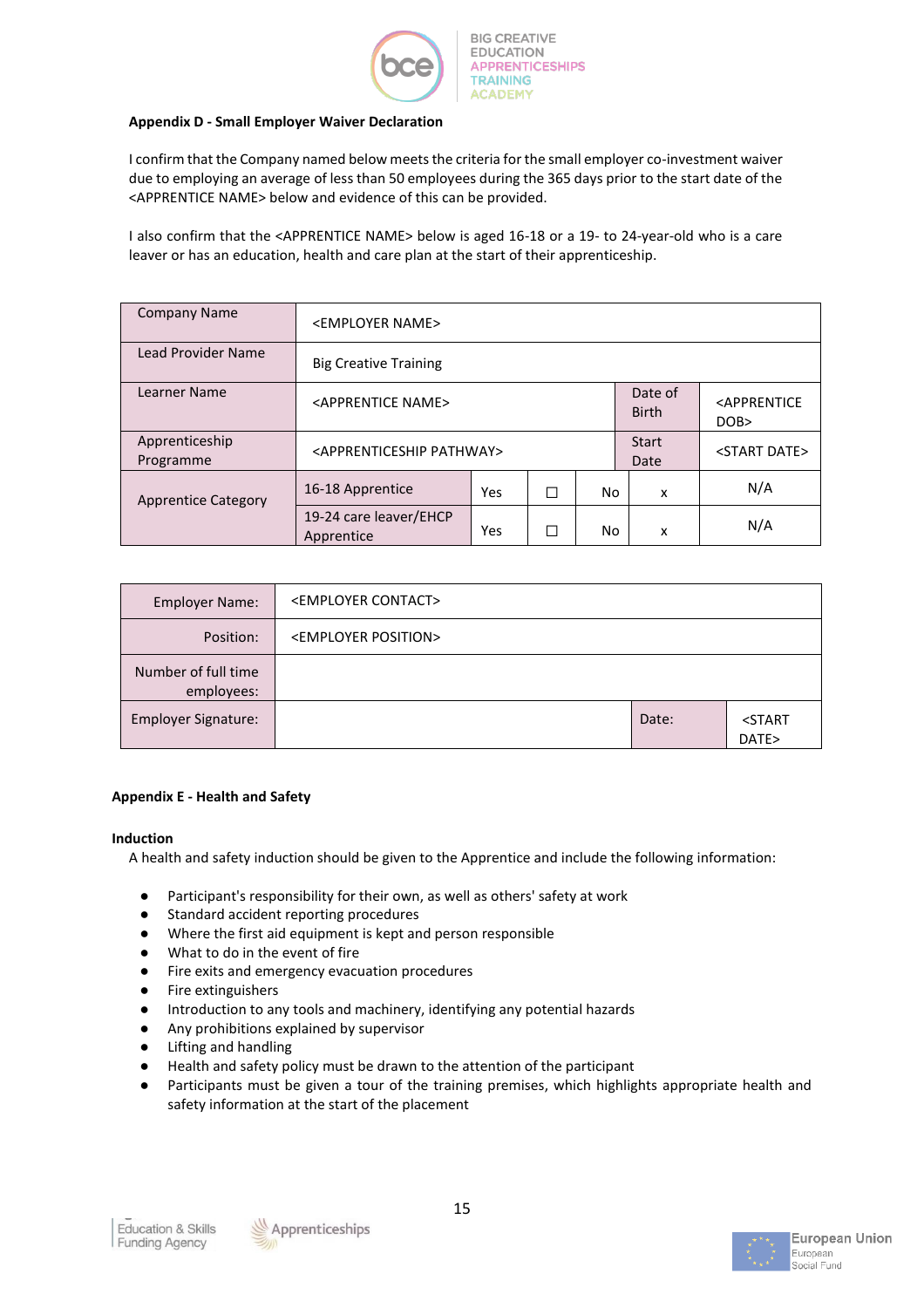**Appendix D - Small Employer Waiver Declaration**

I confirm that the Company named below meets the criteria for the small employer co-investment waiver due to employing an average of less than 50 employees during the 365 days prior to the start date of the <APPRENTICE NAME> below and evidence of this can be provided.

I also confirm that the <APPRENTICE NAME> below is aged 16-18 or a 19- to 24-year-old who is a care leaver or has an education, health and care plan at the start of their apprenticeship.

| Company Name | <EMPLOYER NAME> | | | | | |
|---|---|---|---|---|---|---|
| Lead Provider Name | Big Creative Training | | | | | |
| Learner Name | <APPRENTICE NAME> | | | | Date of Birth | <APPRENTICE DOB> |
| Apprenticeship Programme | <APPRENTICESHIP PATHWAY> | | | | Start Date | <START DATE> |
| Apprentice Category | 16-18 Apprentice | Yes | ☐ | No | x | N/A |
| | 19-24 care leaver/EHCP Apprentice | Yes | ☐ | No | x | N/A |

| Employer Name: | <EMPLOYER CONTACT> | | |
|---|---|---|---|
| Position: | <EMPLOYER POSITION> | | |
| Number of full time employees: | | | |
| Employer Signature: | | Date: | <START DATE> |

**Appendix E - Health and Safety**

**Induction**

A health and safety induction should be given to the Apprentice and include the following information:

- Participant's responsibility for their own, as well as others' safety at work
- Standard accident reporting procedures
- Where the first aid equipment is kept and person responsible
- What to do in the event of fire
- Fire exits and emergency evacuation procedures
- Fire extinguishers
- Introduction to any tools and machinery, identifying any potential hazards
- Any prohibitions explained by supervisor
- Lifting and handling
- Health and safety policy must be drawn to the attention of the participant
- Participants must be given a tour of the training premises, which highlights appropriate health and safety information at the start of the placement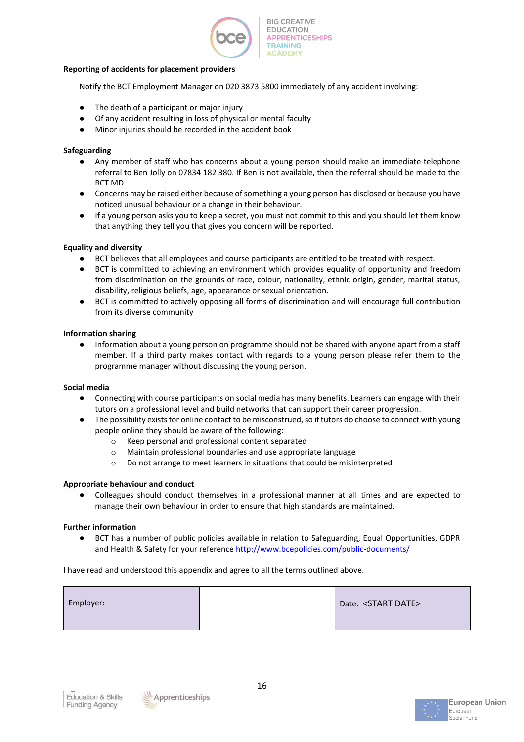**Reporting of accidents for placement providers**

Notify the BCT Employment Manager on 020 3873 5800 immediately of any accident involving:

- The death of a participant or major injury
- Of any accident resulting in loss of physical or mental faculty
- Minor injuries should be recorded in the accident book

**Safeguarding**

- Any member of staff who has concerns about a young person should make an immediate telephone referral to Ben Jolly on 07834 182 380. If Ben is not available, then the referral should be made to the BCT MD.
- Concerns may be raised either because of something a young person has disclosed or because you have noticed unusual behaviour or a change in their behaviour.
- If a young person asks you to keep a secret, you must not commit to this and you should let them know that anything they tell you that gives you concern will be reported.

**Equality and diversity**

- BCT believes that all employees and course participants are entitled to be treated with respect.
- BCT is committed to achieving an environment which provides equality of opportunity and freedom from discrimination on the grounds of race, colour, nationality, ethnic origin, gender, marital status, disability, religious beliefs, age, appearance or sexual orientation.
- BCT is committed to actively opposing all forms of discrimination and will encourage full contribution from its diverse community

**Information sharing**

- Information about a young person on programme should not be shared with anyone apart from a staff member. If a third party makes contact with regards to a young person please refer them to the programme manager without discussing the young person.

**Social media**

- Connecting with course participants on social media has many benefits. Learners can engage with their tutors on a professional level and build networks that can support their career progression.
- The possibility exists for online contact to be misconstrued, so if tutors do choose to connect with young people online they should be aware of the following:
  - Keep personal and professional content separated
  - Maintain professional boundaries and use appropriate language
  - Do not arrange to meet learners in situations that could be misinterpreted

**Appropriate behaviour and conduct**

- Colleagues should conduct themselves in a professional manner at all times and are expected to manage their own behaviour in order to ensure that high standards are maintained.

**Further information**

- BCT has a number of public policies available in relation to Safeguarding, Equal Opportunities, GDPR and Health & Safety for your reference http://www.bcepolicies.com/public-documents/

I have read and understood this appendix and agree to all the terms outlined above.

| Employer: | | Date: <START DATE> |
|---|---|---|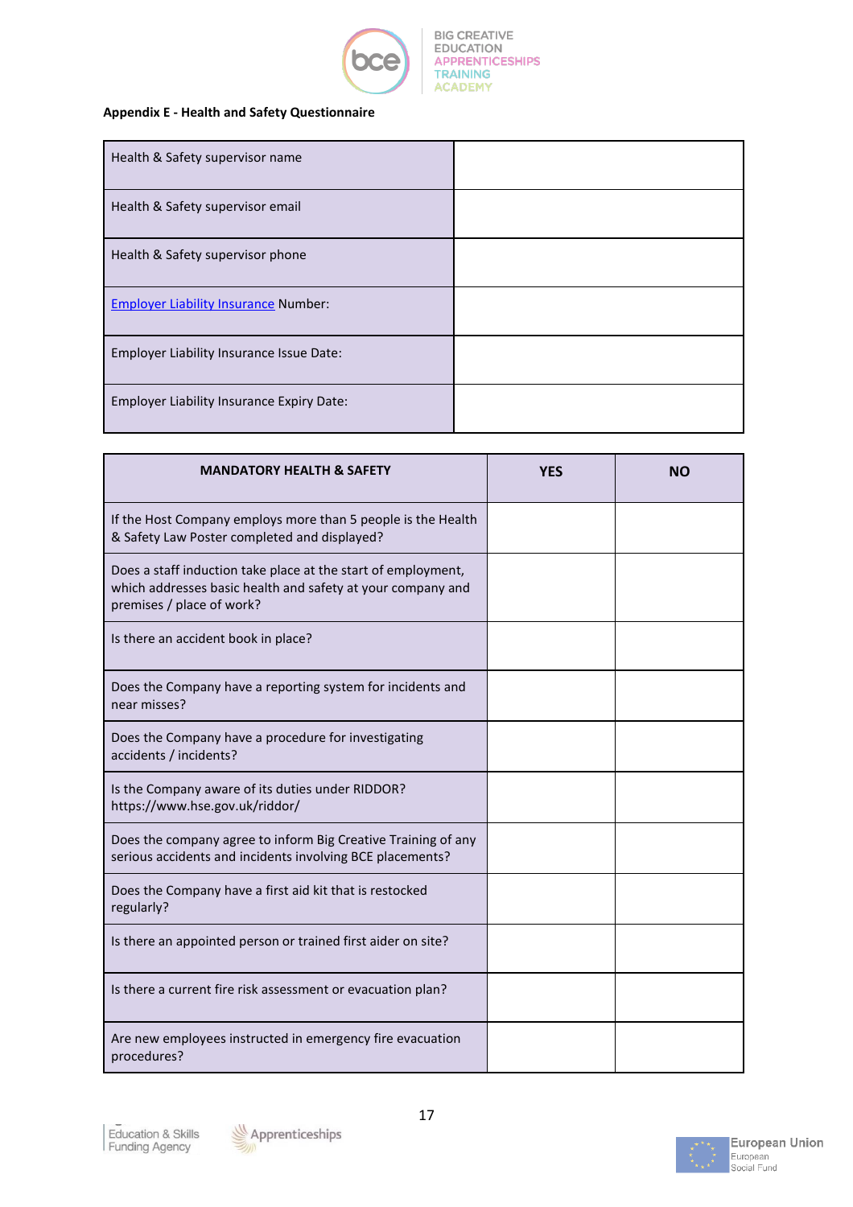**Appendix E - Health and Safety Questionnaire**

| | |
|---|---|
| Health & Safety supervisor name | |
| Health & Safety supervisor email | |
| Health & Safety supervisor phone | |
| [Employer Liability Insurance]() Number: | |
| Employer Liability Insurance Issue Date: | |
| Employer Liability Insurance Expiry Date: | |

| MANDATORY HEALTH & SAFETY | YES | NO |
|---|---|---|
| If the Host Company employs more than 5 people is the Health & Safety Law Poster completed and displayed? | | |
| Does a staff induction take place at the start of employment, which addresses basic health and safety at your company and premises / place of work? | | |
| Is there an accident book in place? | | |
| Does the Company have a reporting system for incidents and near misses? | | |
| Does the Company have a procedure for investigating accidents / incidents? | | |
| Is the Company aware of its duties under RIDDOR? https://www.hse.gov.uk/riddor/ | | |
| Does the company agree to inform Big Creative Training of any serious accidents and incidents involving BCE placements? | | |
| Does the Company have a first aid kit that is restocked regularly? | | |
| Is there an appointed person or trained first aider on site? | | |
| Is there a current fire risk assessment or evacuation plan? | | |
| Are new employees instructed in emergency fire evacuation procedures? | | |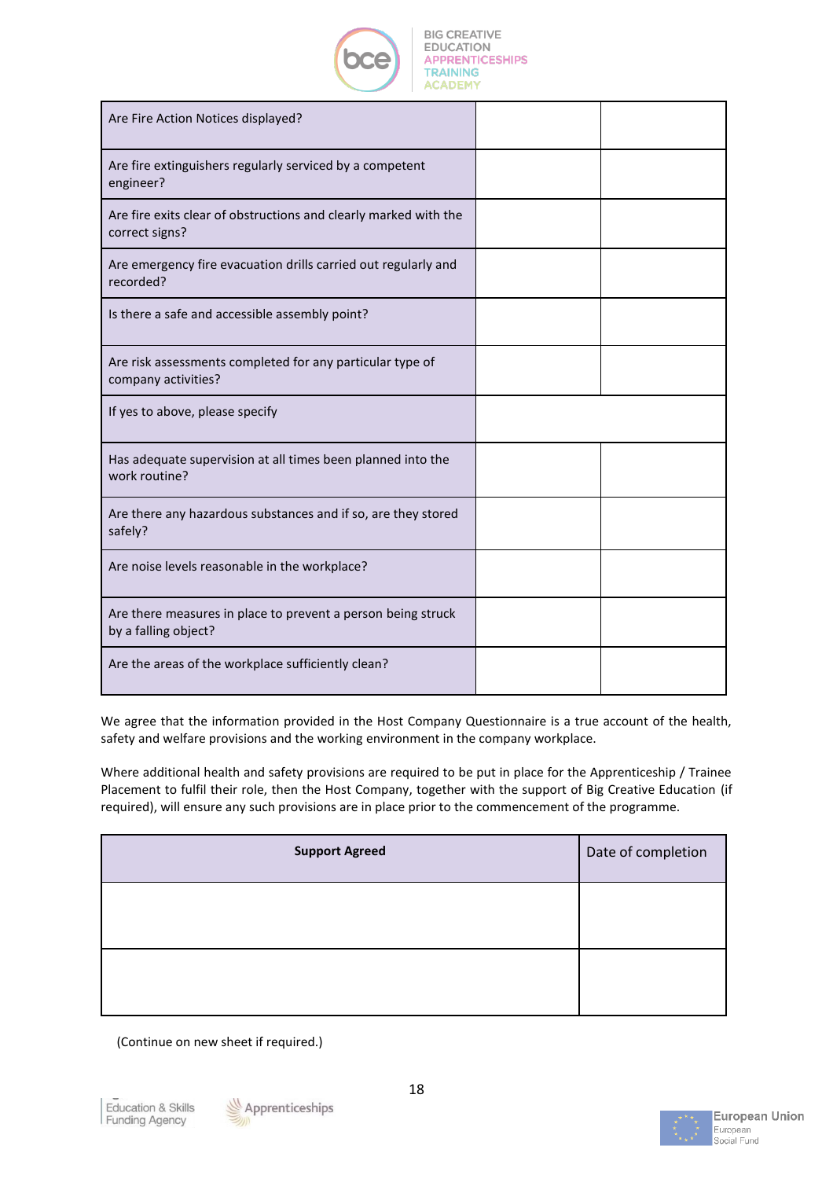| | | |
|---|---|---|
| Are Fire Action Notices displayed? | | |
| Are fire extinguishers regularly serviced by a competent engineer? | | |
| Are fire exits clear of obstructions and clearly marked with the correct signs? | | |
| Are emergency fire evacuation drills carried out regularly and recorded? | | |
| Is there a safe and accessible assembly point? | | |
| Are risk assessments completed for any particular type of company activities? | | |
| If yes to above, please specify | | |
| Has adequate supervision at all times been planned into the work routine? | | |
| Are there any hazardous substances and if so, are they stored safely? | | |
| Are noise levels reasonable in the workplace? | | |
| Are there measures in place to prevent a person being struck by a falling object? | | |
| Are the areas of the workplace sufficiently clean? | | |

We agree that the information provided in the Host Company Questionnaire is a true account of the health, safety and welfare provisions and the working environment in the company workplace.

Where additional health and safety provisions are required to be put in place for the Apprenticeship / Trainee Placement to fulfil their role, then the Host Company, together with the support of Big Creative Education (if required), will ensure any such provisions are in place prior to the commencement of the programme.

| **Support Agreed** | Date of completion |
|---|---|
| | |
| | |

(Continue on new sheet if required.)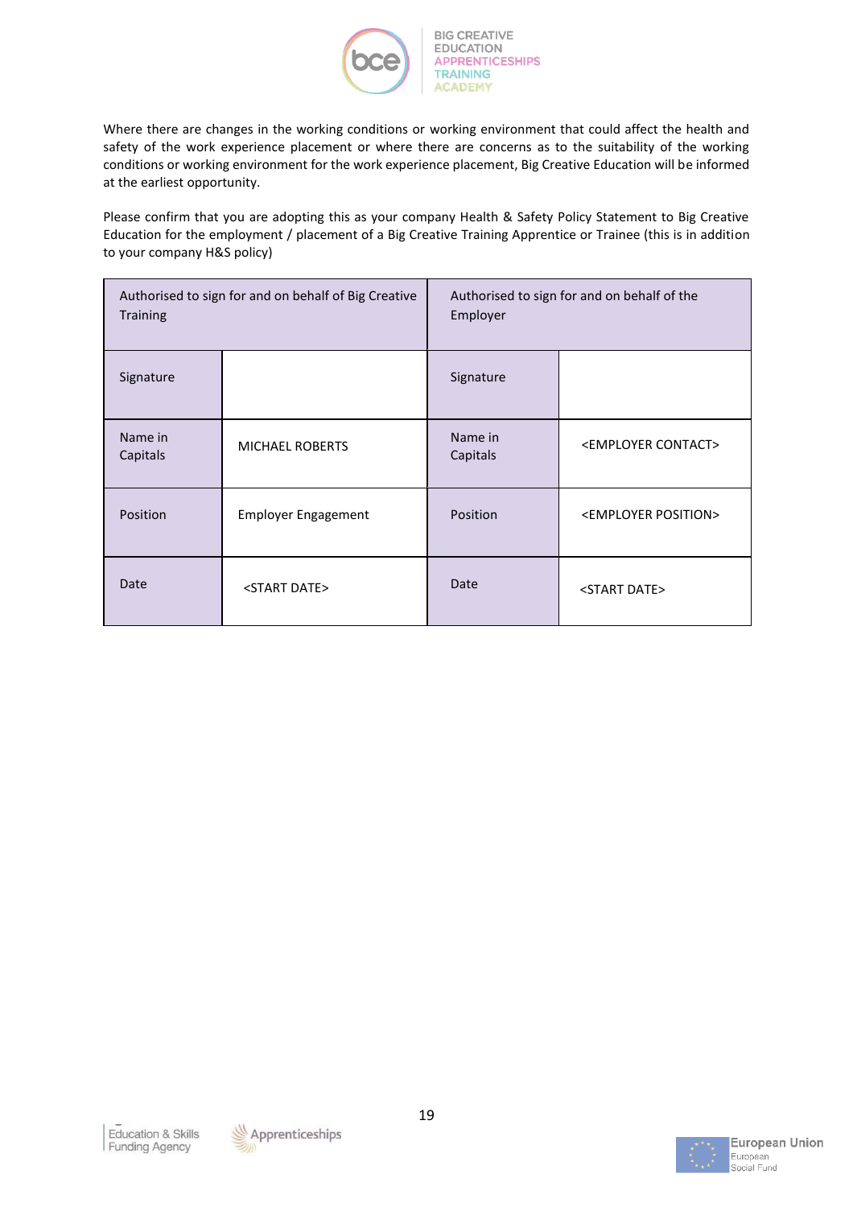Where there are changes in the working conditions or working environment that could affect the health and safety of the work experience placement or where there are concerns as to the suitability of the working conditions or working environment for the work experience placement, Big Creative Education will be informed at the earliest opportunity.

Please confirm that you are adopting this as your company Health & Safety Policy Statement to Big Creative Education for the employment / placement of a Big Creative Training Apprentice or Trainee (this is in addition to your company H&S policy)

| Authorised to sign for and on behalf of Big Creative Training | | Authorised to sign for and on behalf of the Employer | |
|---|---|---|---|
| Signature | | Signature | |
| Name in Capitals | MICHAEL ROBERTS | Name in Capitals | <EMPLOYER CONTACT> |
| Position | Employer Engagement | Position | <EMPLOYER POSITION> |
| Date | <START DATE> | Date | <START DATE> |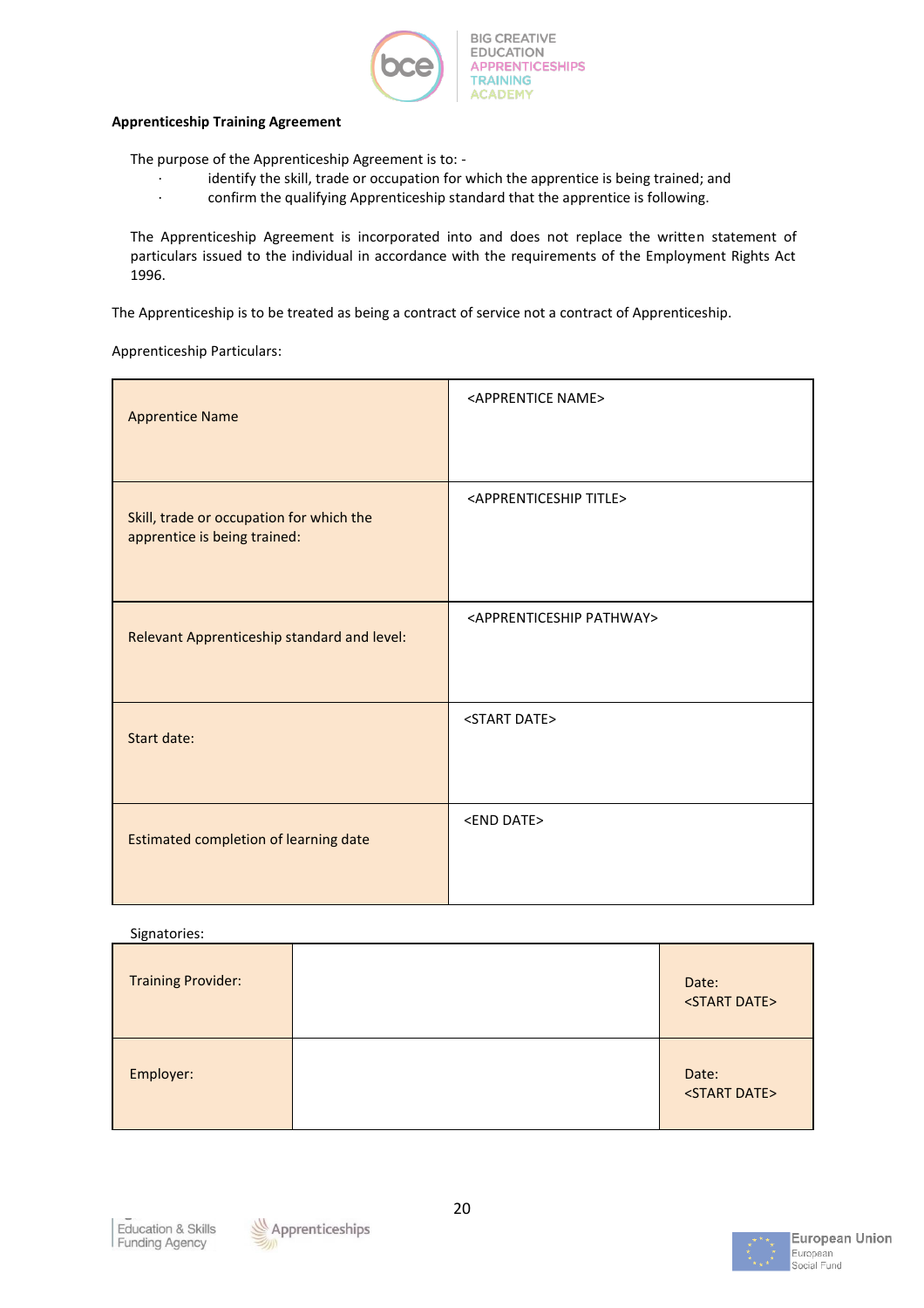**Apprenticeship Training Agreement**

The purpose of the Apprenticeship Agreement is to: -

- identify the skill, trade or occupation for which the apprentice is being trained; and
- confirm the qualifying Apprenticeship standard that the apprentice is following.

The Apprenticeship Agreement is incorporated into and does not replace the written statement of particulars issued to the individual in accordance with the requirements of the Employment Rights Act 1996.

The Apprenticeship is to be treated as being a contract of service not a contract of Apprenticeship.

Apprenticeship Particulars:

| | |
|---|---|
| Apprentice Name | <APPRENTICE NAME> |
| Skill, trade or occupation for which the apprentice is being trained: | <APPRENTICESHIP TITLE> |
| Relevant Apprenticeship standard and level: | <APPRENTICESHIP PATHWAY> |
| Start date: | <START DATE> |
| Estimated completion of learning date | <END DATE> |

Signatories:

| | | |
|---|---|---|
| Training Provider: | | Date:<br><START DATE> |
| Employer: | | Date:<br><START DATE> |